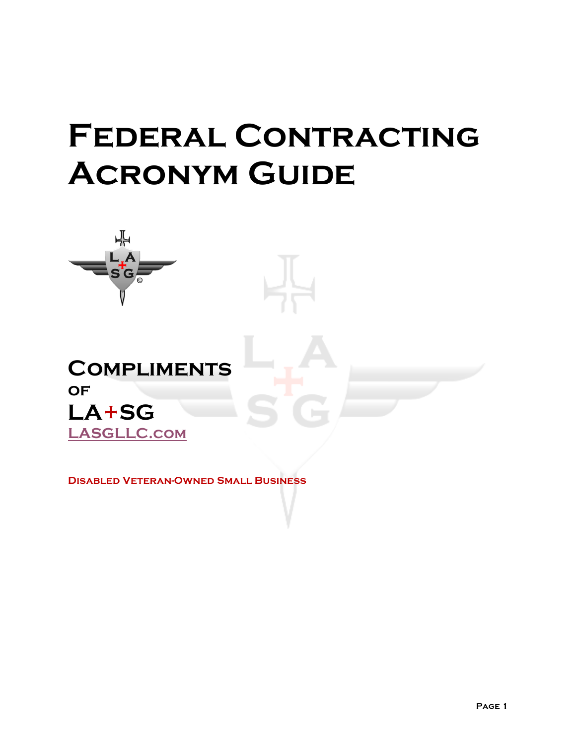# Federal Contracting Acronym Guide

## Compliments of LA+SG

[LASGLLC.com](LASGLLC.com)

**Disabled Veteran-Owned Small Business**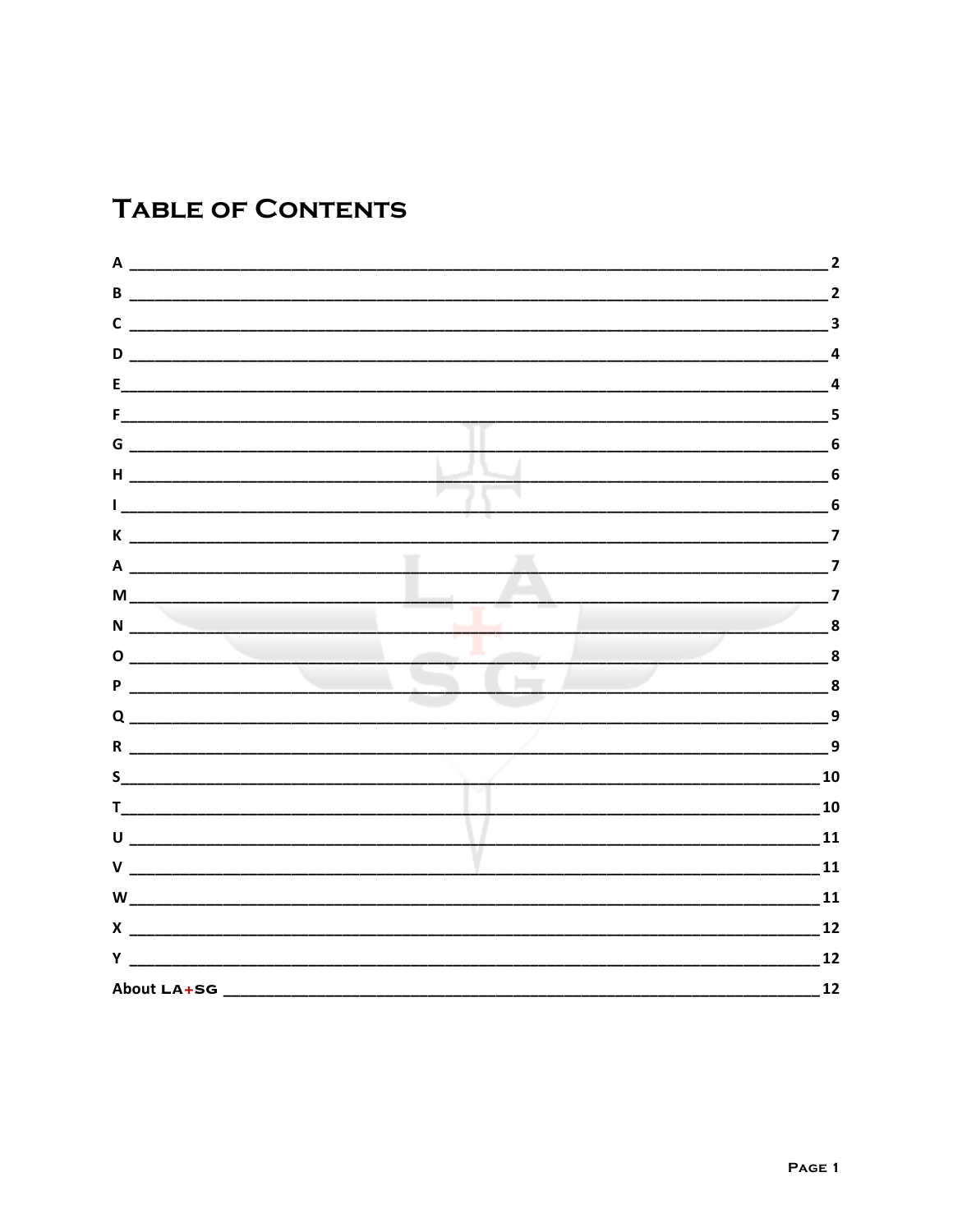# Table of Contents

A ____________________________________________ 2
B ____________________________________________ 2
C ____________________________________________ 3
D ____________________________________________ 4
E ____________________________________________ 4
F ____________________________________________ 5
G ____________________________________________ 6
H ____________________________________________ 6
I ____________________________________________ 6
K ____________________________________________ 7
A ____________________________________________ 7
M ____________________________________________ 7
N ____________________________________________ 8
O ____________________________________________ 8
P ____________________________________________ 8
Q ____________________________________________ 9
R ____________________________________________ 9
S ____________________________________________ 10
T ____________________________________________ 10
U ____________________________________________ 11
V ____________________________________________ 11
W ____________________________________________ 11
X ____________________________________________ 12
Y ____________________________________________ 12
About LA+SG ____________________________________________ 12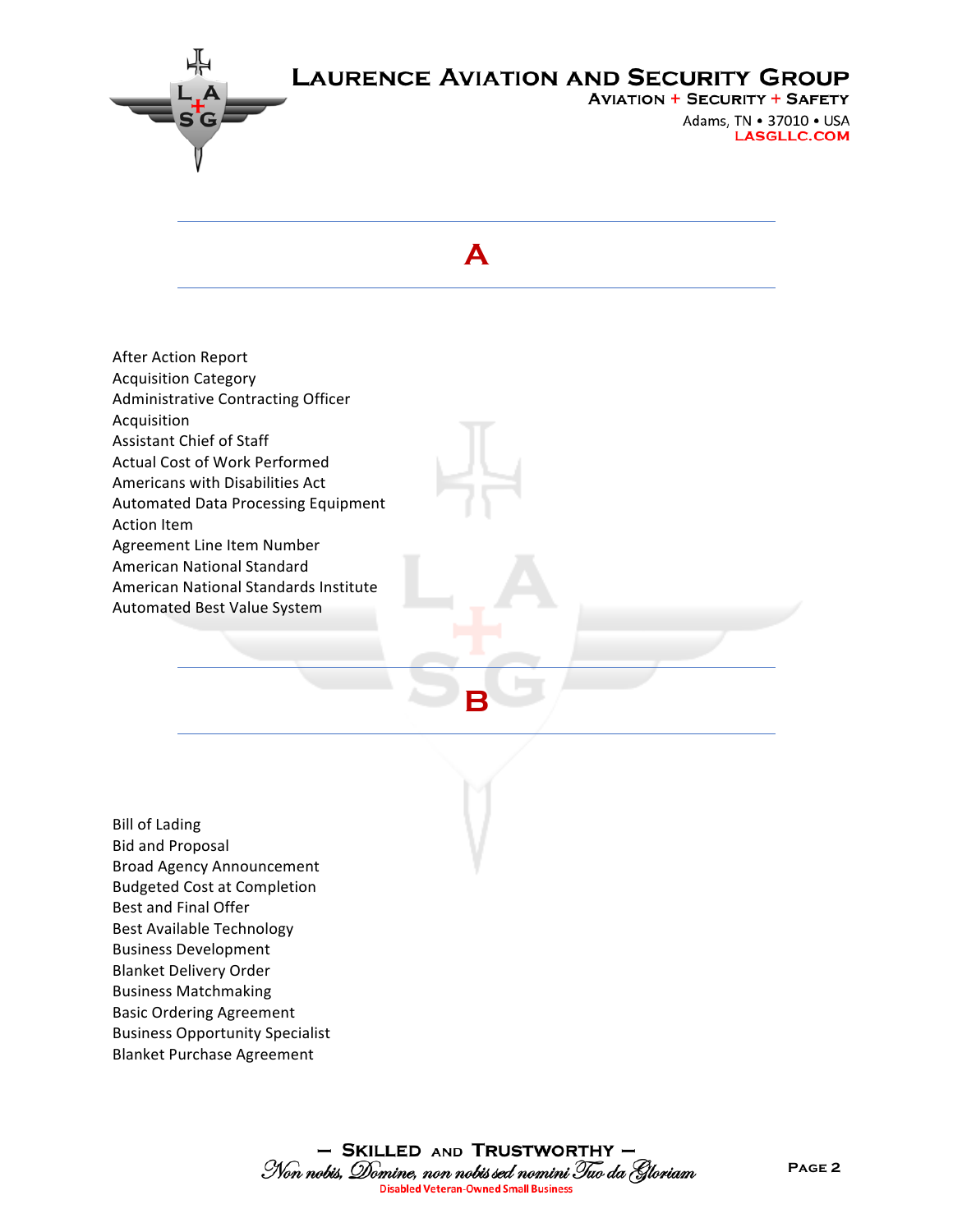# A

After Action Report
Acquisition Category
Administrative Contracting Officer
Acquisition
Assistant Chief of Staff
Actual Cost of Work Performed
Americans with Disabilities Act
Automated Data Processing Equipment
Action Item
Agreement Line Item Number
American National Standard
American National Standards Institute
Automated Best Value System

# B

Bill of Lading
Bid and Proposal
Broad Agency Announcement
Budgeted Cost at Completion
Best and Final Offer
Best Available Technology
Business Development
Blanket Delivery Order
Business Matchmaking
Basic Ordering Agreement
Business Opportunity Specialist
Blanket Purchase Agreement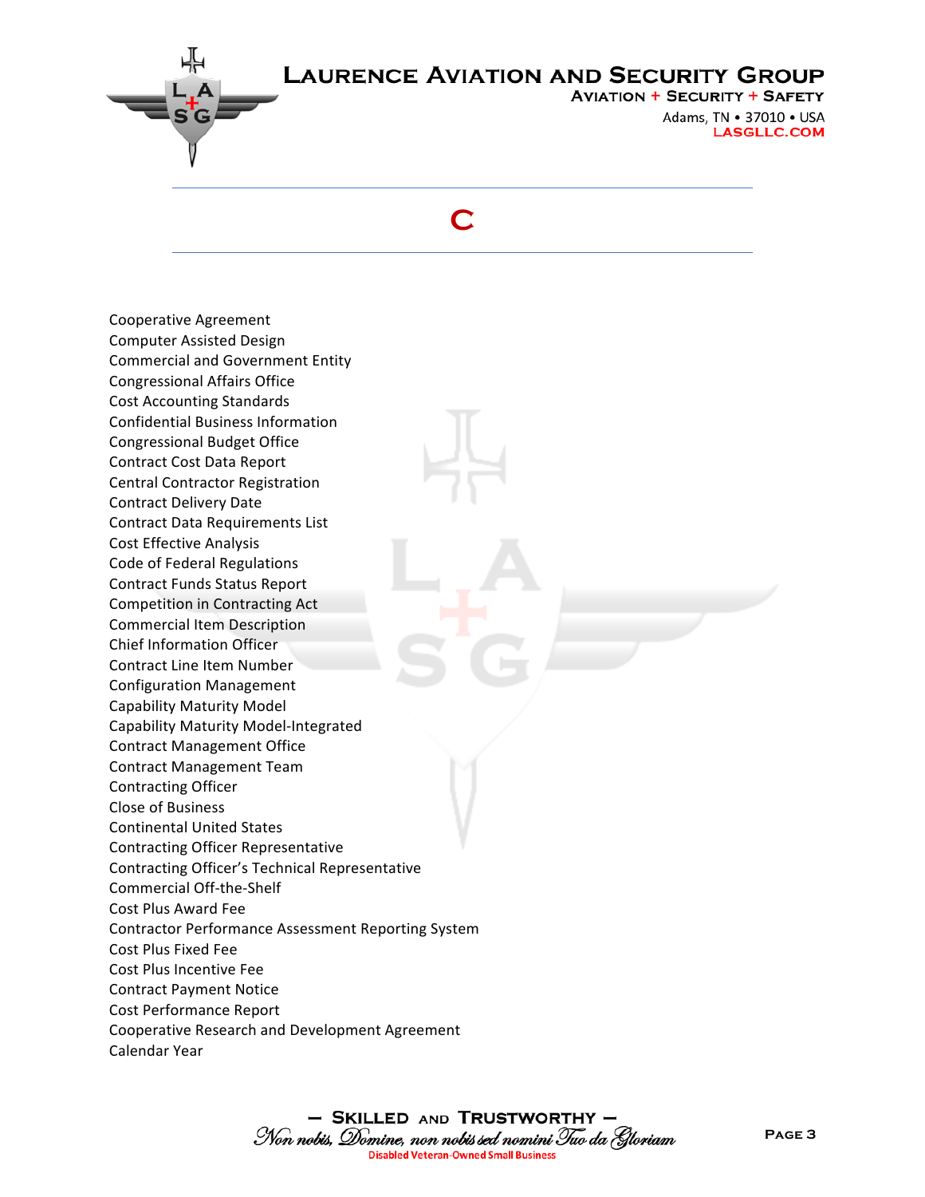# C

Cooperative Agreement
Computer Assisted Design
Commercial and Government Entity
Congressional Affairs Office
Cost Accounting Standards
Confidential Business Information
Congressional Budget Office
Contract Cost Data Report
Central Contractor Registration
Contract Delivery Date
Contract Data Requirements List
Cost Effective Analysis
Code of Federal Regulations
Contract Funds Status Report
Competition in Contracting Act
Commercial Item Description
Chief Information Officer
Contract Line Item Number
Configuration Management
Capability Maturity Model
Capability Maturity Model-Integrated
Contract Management Office
Contract Management Team
Contracting Officer
Close of Business
Continental United States
Contracting Officer Representative
Contracting Officer's Technical Representative
Commercial Off-the-Shelf
Cost Plus Award Fee
Contractor Performance Assessment Reporting System
Cost Plus Fixed Fee
Cost Plus Incentive Fee
Contract Payment Notice
Cost Performance Report
Cooperative Research and Development Agreement
Calendar Year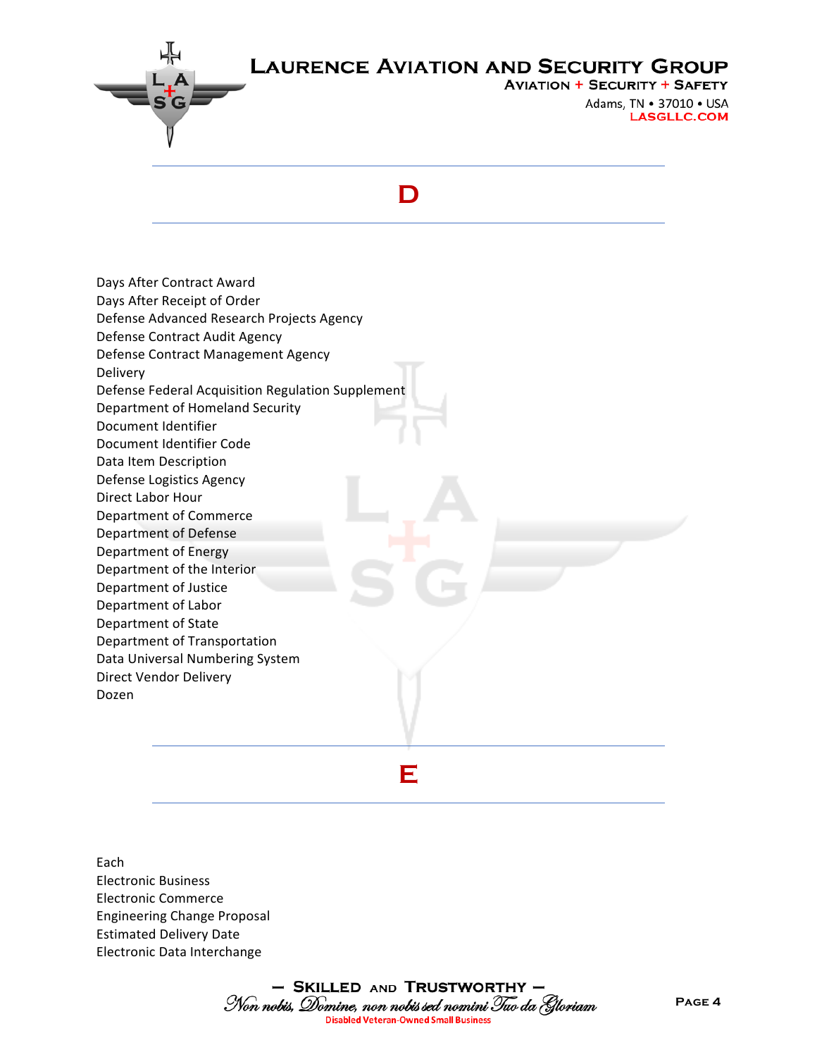# D

Days After Contract Award
Days After Receipt of Order
Defense Advanced Research Projects Agency
Defense Contract Audit Agency
Defense Contract Management Agency
Delivery
Defense Federal Acquisition Regulation Supplement
Department of Homeland Security
Document Identifier
Document Identifier Code
Data Item Description
Defense Logistics Agency
Direct Labor Hour
Department of Commerce
Department of Defense
Department of Energy
Department of the Interior
Department of Justice
Department of Labor
Department of State
Department of Transportation
Data Universal Numbering System
Direct Vendor Delivery
Dozen

# E

Each
Electronic Business
Electronic Commerce
Engineering Change Proposal
Estimated Delivery Date
Electronic Data Interchange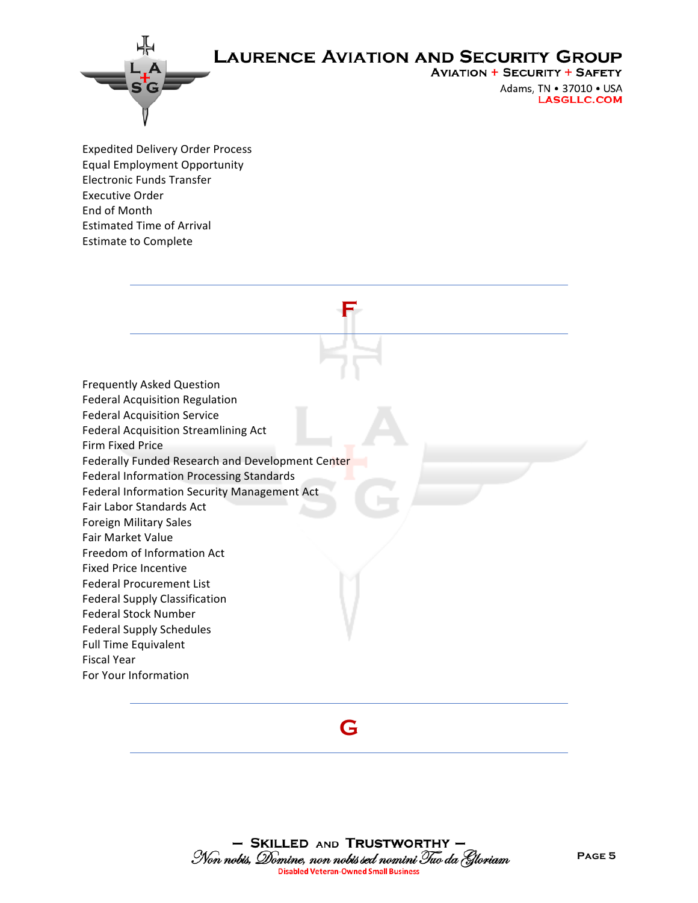Expedited Delivery Order Process
Equal Employment Opportunity
Electronic Funds Transfer
Executive Order
End of Month
Estimated Time of Arrival
Estimate to Complete

## F

Frequently Asked Question
Federal Acquisition Regulation
Federal Acquisition Service
Federal Acquisition Streamlining Act
Firm Fixed Price
Federally Funded Research and Development Center
Federal Information Processing Standards
Federal Information Security Management Act
Fair Labor Standards Act
Foreign Military Sales
Fair Market Value
Freedom of Information Act
Fixed Price Incentive
Federal Procurement List
Federal Supply Classification
Federal Stock Number
Federal Supply Schedules
Full Time Equivalent
Fiscal Year
For Your Information

## G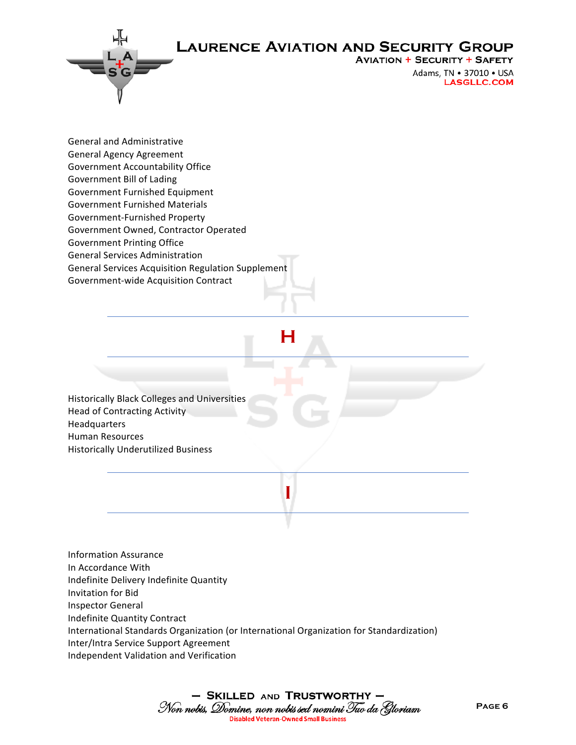General and Administrative
General Agency Agreement
Government Accountability Office
Government Bill of Lading
Government Furnished Equipment
Government Furnished Materials
Government-Furnished Property
Government Owned, Contractor Operated
Government Printing Office
General Services Administration
General Services Acquisition Regulation Supplement
Government-wide Acquisition Contract

## H

Historically Black Colleges and Universities
Head of Contracting Activity
Headquarters
Human Resources
Historically Underutilized Business

## I

Information Assurance
In Accordance With
Indefinite Delivery Indefinite Quantity
Invitation for Bid
Inspector General
Indefinite Quantity Contract
International Standards Organization (or International Organization for Standardization)
Inter/Intra Service Support Agreement
Independent Validation and Verification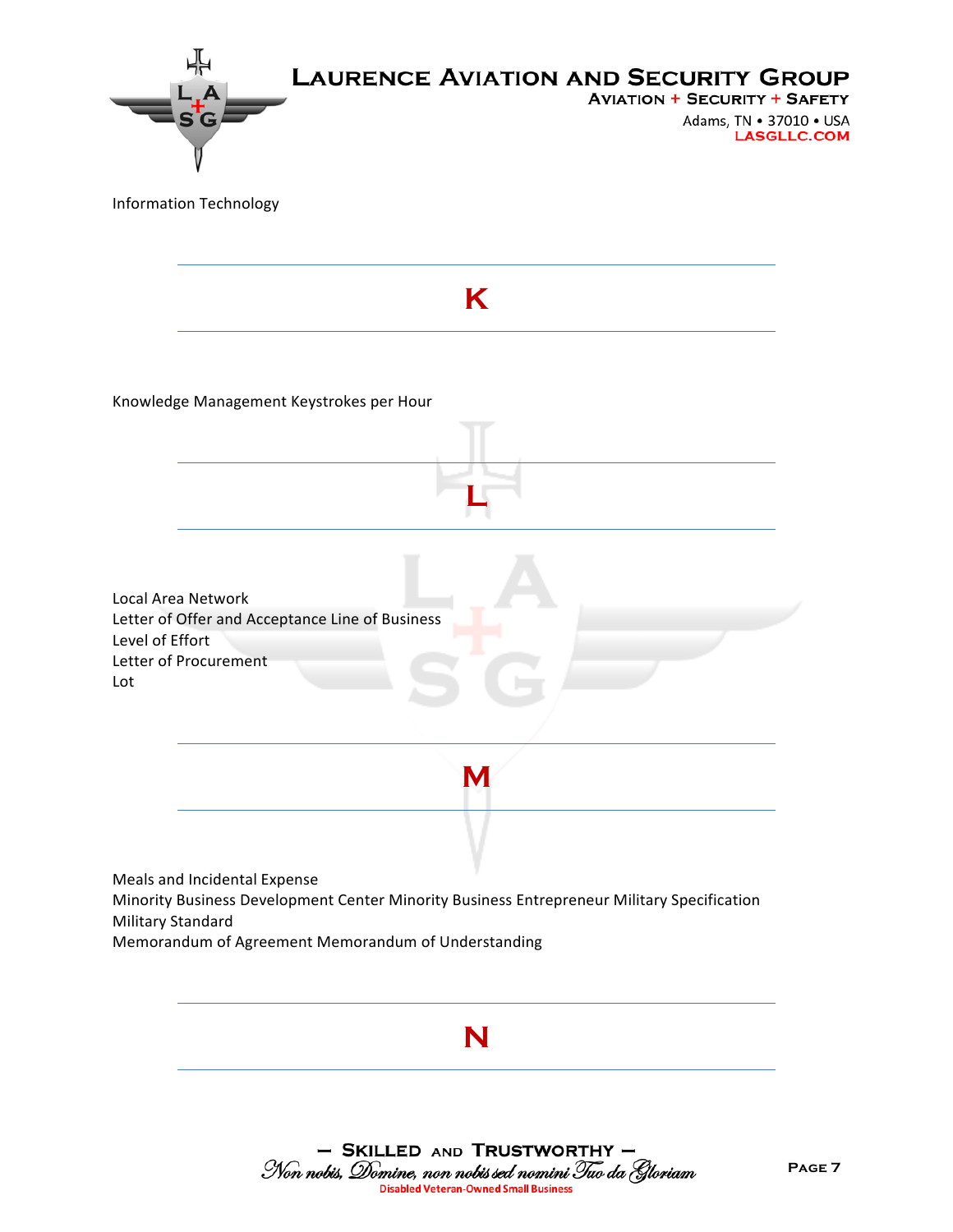Information Technology

## K

Knowledge Management Keystrokes per Hour

## L

Local Area Network
Letter of Offer and Acceptance Line of Business
Level of Effort
Letter of Procurement
Lot

## M

Meals and Incidental Expense
Minority Business Development Center Minority Business Entrepreneur Military Specification
Military Standard
Memorandum of Agreement Memorandum of Understanding

## N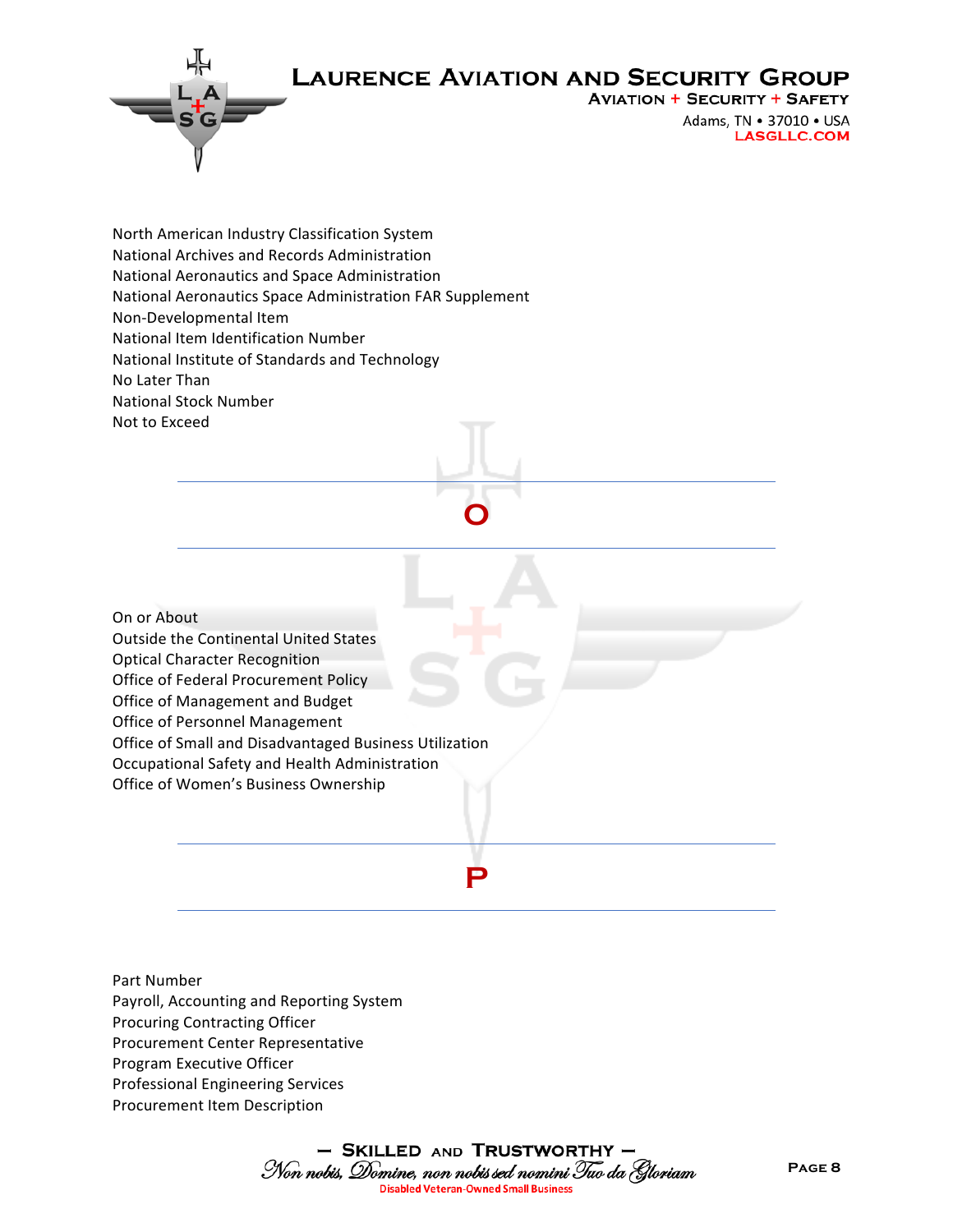North American Industry Classification System
National Archives and Records Administration
National Aeronautics and Space Administration
National Aeronautics Space Administration FAR Supplement
Non-Developmental Item
National Item Identification Number
National Institute of Standards and Technology
No Later Than
National Stock Number
Not to Exceed

## O

On or About
Outside the Continental United States
Optical Character Recognition
Office of Federal Procurement Policy
Office of Management and Budget
Office of Personnel Management
Office of Small and Disadvantaged Business Utilization
Occupational Safety and Health Administration
Office of Women's Business Ownership

## P

Part Number
Payroll, Accounting and Reporting System
Procuring Contracting Officer
Procurement Center Representative
Program Executive Officer
Professional Engineering Services
Procurement Item Description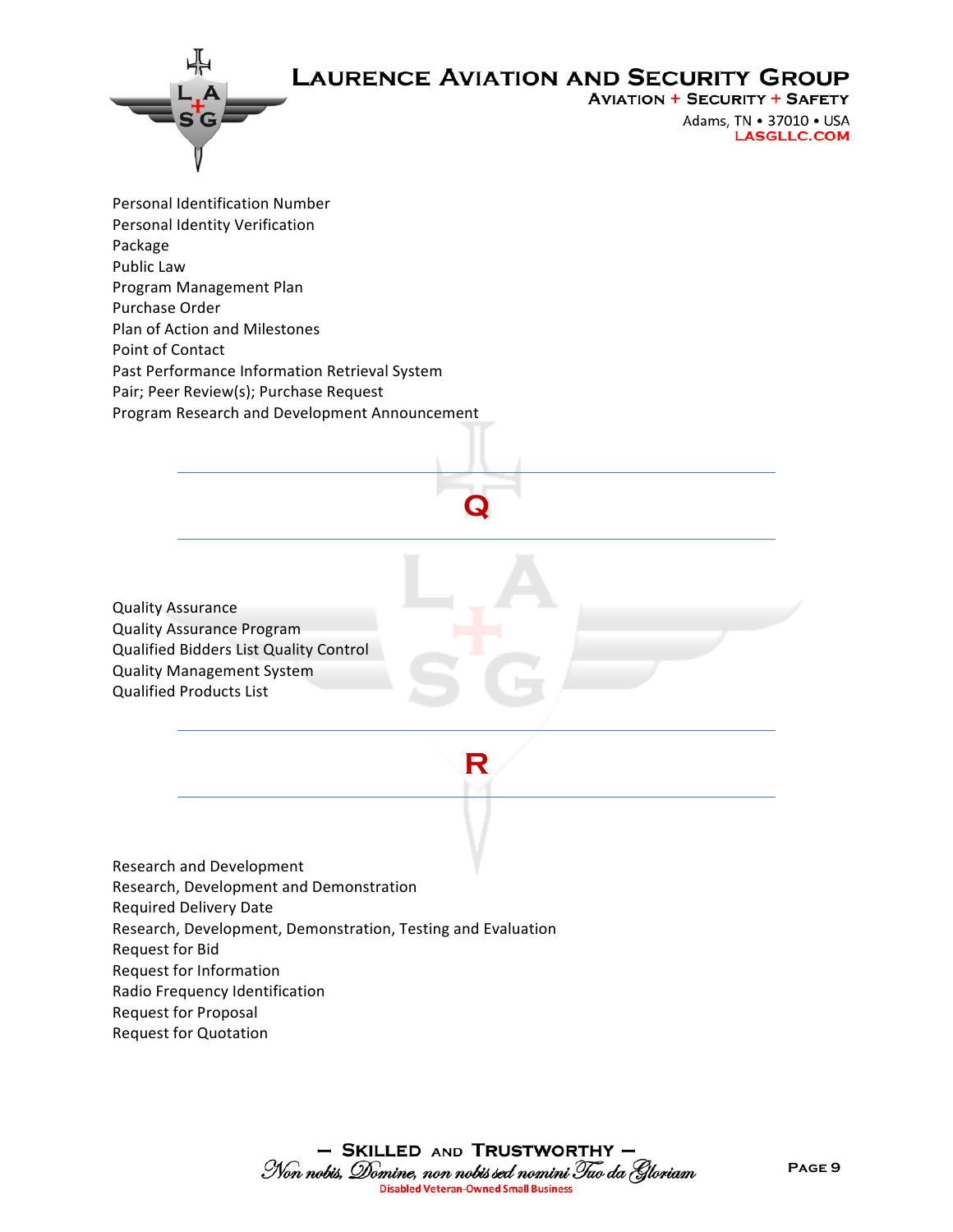Personal Identification Number
Personal Identity Verification
Package
Public Law
Program Management Plan
Purchase Order
Plan of Action and Milestones
Point of Contact
Past Performance Information Retrieval System
Pair; Peer Review(s); Purchase Request
Program Research and Development Announcement

## Q

Quality Assurance
Quality Assurance Program
Qualified Bidders List Quality Control
Quality Management System
Qualified Products List

## R

Research and Development
Research, Development and Demonstration
Required Delivery Date
Research, Development, Demonstration, Testing and Evaluation
Request for Bid
Request for Information
Radio Frequency Identification
Request for Proposal
Request for Quotation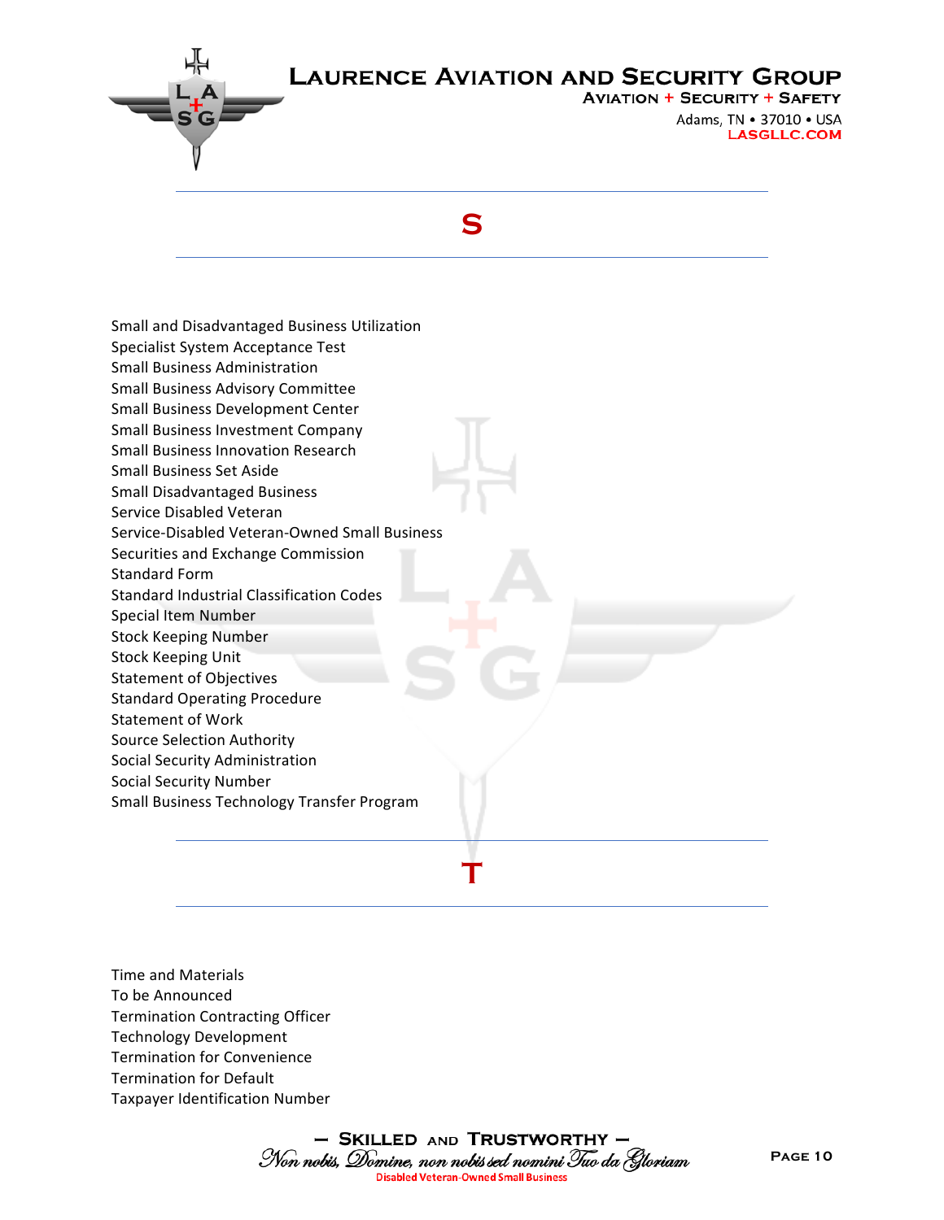# S

Small and Disadvantaged Business Utilization
Specialist System Acceptance Test
Small Business Administration
Small Business Advisory Committee
Small Business Development Center
Small Business Investment Company
Small Business Innovation Research
Small Business Set Aside
Small Disadvantaged Business
Service Disabled Veteran
Service-Disabled Veteran-Owned Small Business
Securities and Exchange Commission
Standard Form
Standard Industrial Classification Codes
Special Item Number
Stock Keeping Number
Stock Keeping Unit
Statement of Objectives
Standard Operating Procedure
Statement of Work
Source Selection Authority
Social Security Administration
Social Security Number
Small Business Technology Transfer Program

# T

Time and Materials
To be Announced
Termination Contracting Officer
Technology Development
Termination for Convenience
Termination for Default
Taxpayer Identification Number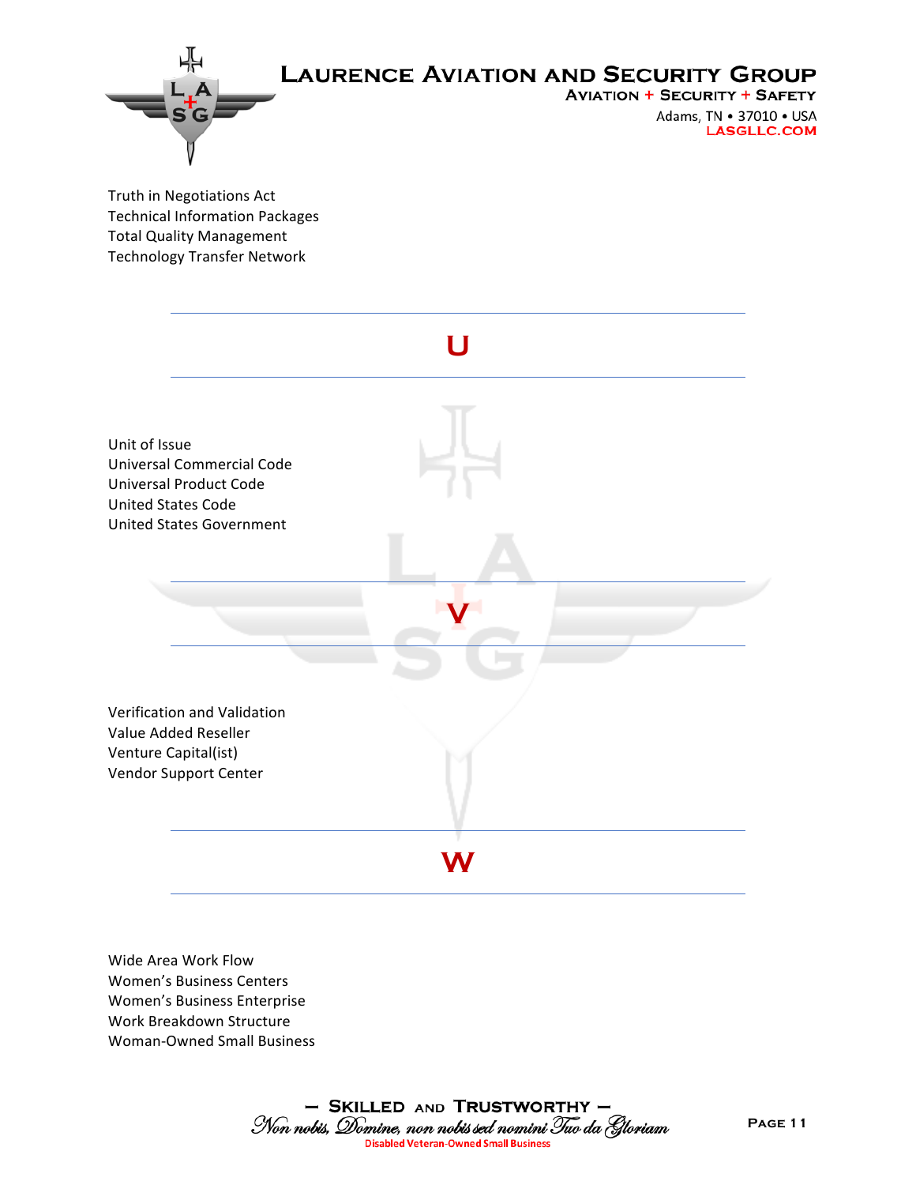Truth in Negotiations Act
Technical Information Packages
Total Quality Management
Technology Transfer Network

## U

Unit of Issue
Universal Commercial Code
Universal Product Code
United States Code
United States Government

## V

Verification and Validation
Value Added Reseller
Venture Capital(ist)
Vendor Support Center

## W

Wide Area Work Flow
Women's Business Centers
Women's Business Enterprise
Work Breakdown Structure
Woman-Owned Small Business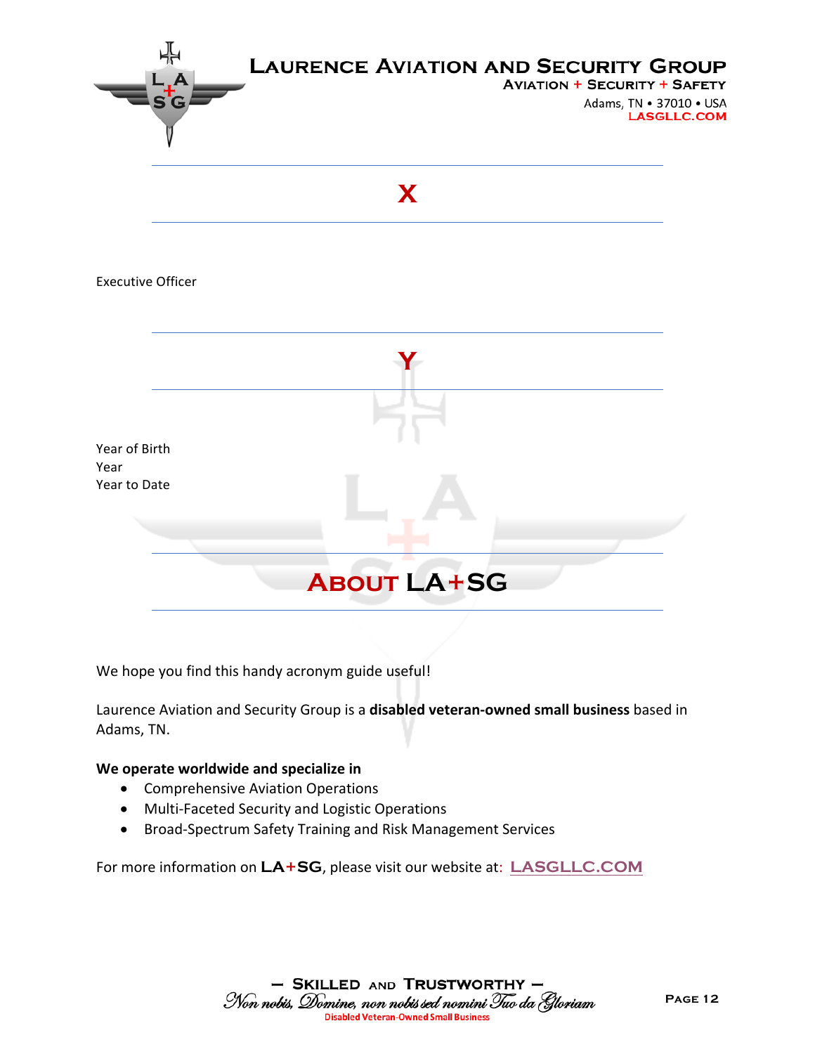## X

Executive Officer

## Y

Year of Birth
Year
Year to Date

## About LA+SG

We hope you find this handy acronym guide useful!

Laurence Aviation and Security Group is a **disabled veteran-owned small business** based in Adams, TN.

**We operate worldwide and specialize in**

- Comprehensive Aviation Operations
- Multi-Faceted Security and Logistic Operations
- Broad-Spectrum Safety Training and Risk Management Services

For more information on **LA+SG**, please visit our website at: LASGLLC.COM